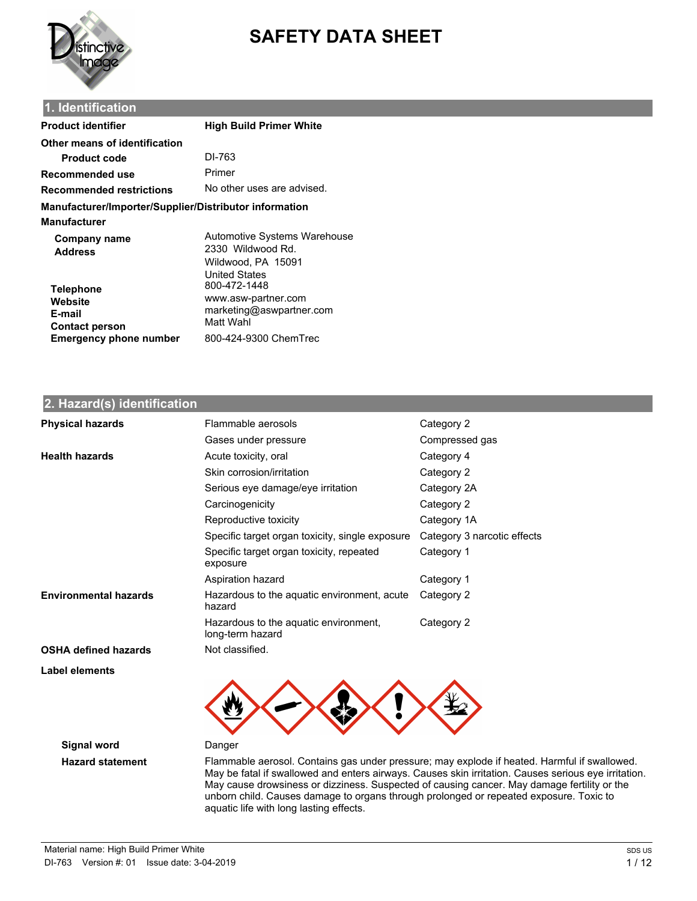# SAFETY DATA SHEET

## 1. Identification

| | |
|---|---|
| **Product identifier** | **High Build Primer White** |
| **Other means of identification** | |
| **Product code** | DI-763 |
| **Recommended use** | Primer |
| **Recommended restrictions** | No other uses are advised. |

**Manufacturer/Importer/Supplier/Distributor information**

**Manufacturer**

| | |
|---|---|
| **Company name** | Automotive Systems Warehouse |
| **Address** | 2330 Wildwood Rd.<br>Wildwood, PA 15091<br>United States |
| **Telephone** | 800-472-1448 |
| **Website** | www.asw-partner.com |
| **E-mail** | marketing@aswpartner.com |
| **Contact person** | Matt Wahl |
| **Emergency phone number** | 800-424-9300 ChemTrec |

## 2. Hazard(s) identification

| | | |
|---|---|---|
| **Physical hazards** | Flammable aerosols | Category 2 |
| | Gases under pressure | Compressed gas |
| **Health hazards** | Acute toxicity, oral | Category 4 |
| | Skin corrosion/irritation | Category 2 |
| | Serious eye damage/eye irritation | Category 2A |
| | Carcinogenicity | Category 2 |
| | Reproductive toxicity | Category 1A |
| | Specific target organ toxicity, single exposure | Category 3 narcotic effects |
| | Specific target organ toxicity, repeated exposure | Category 1 |
| | Aspiration hazard | Category 1 |
| **Environmental hazards** | Hazardous to the aquatic environment, acute hazard | Category 2 |
| | Hazardous to the aquatic environment, long-term hazard | Category 2 |
| **OSHA defined hazards** | Not classified. | |

**Label elements**

**Signal word** Danger

**Hazard statement** Flammable aerosol. Contains gas under pressure; may explode if heated. Harmful if swallowed. May be fatal if swallowed and enters airways. Causes skin irritation. Causes serious eye irritation. May cause drowsiness or dizziness. Suspected of causing cancer. May damage fertility or the unborn child. Causes damage to organs through prolonged or repeated exposure. Toxic to aquatic life with long lasting effects.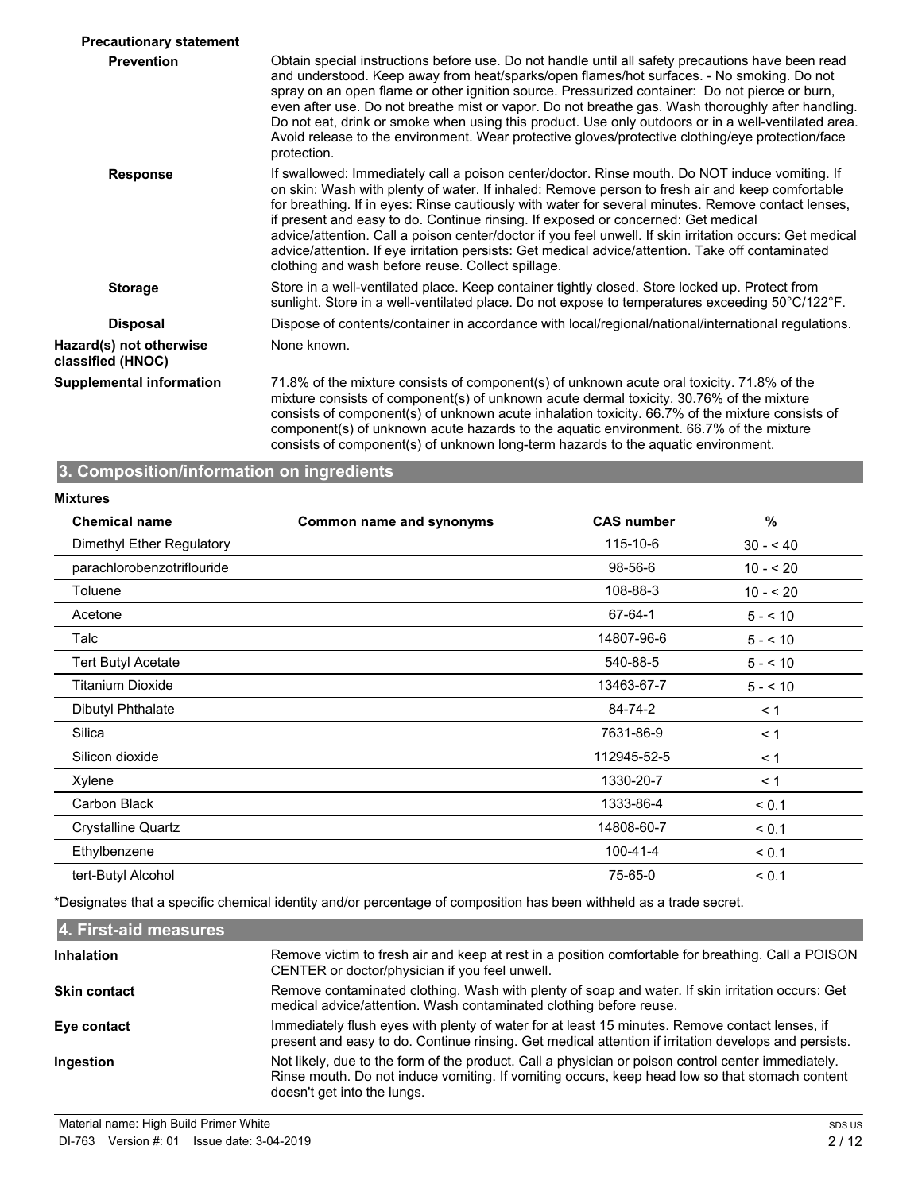**Precautionary statement**

**Prevention**

Obtain special instructions before use. Do not handle until all safety precautions have been read and understood. Keep away from heat/sparks/open flames/hot surfaces. - No smoking. Do not spray on an open flame or other ignition source. Pressurized container: Do not pierce or burn, even after use. Do not breathe mist or vapor. Do not breathe gas. Wash thoroughly after handling. Do not eat, drink or smoke when using this product. Use only outdoors or in a well-ventilated area. Avoid release to the environment. Wear protective gloves/protective clothing/eye protection/face protection.

**Response**

If swallowed: Immediately call a poison center/doctor. Rinse mouth. Do NOT induce vomiting. If on skin: Wash with plenty of water. If inhaled: Remove person to fresh air and keep comfortable for breathing. If in eyes: Rinse cautiously with water for several minutes. Remove contact lenses, if present and easy to do. Continue rinsing. If exposed or concerned: Get medical advice/attention. Call a poison center/doctor if you feel unwell. If skin irritation occurs: Get medical advice/attention. If eye irritation persists: Get medical advice/attention. Take off contaminated clothing and wash before reuse. Collect spillage.

**Storage**

Store in a well-ventilated place. Keep container tightly closed. Store locked up. Protect from sunlight. Store in a well-ventilated place. Do not expose to temperatures exceeding 50°C/122°F.

**Disposal**

Dispose of contents/container in accordance with local/regional/national/international regulations.

**Hazard(s) not otherwise classified (HNOC)**

None known.

**Supplemental information**

71.8% of the mixture consists of component(s) of unknown acute oral toxicity. 71.8% of the mixture consists of component(s) of unknown acute dermal toxicity. 30.76% of the mixture consists of component(s) of unknown acute inhalation toxicity. 66.7% of the mixture consists of component(s) of unknown acute hazards to the aquatic environment. 66.7% of the mixture consists of component(s) of unknown long-term hazards to the aquatic environment.

## 3. Composition/information on ingredients

**Mixtures**

| Chemical name | Common name and synonyms | CAS number | % |
|---|---|---|---|
| Dimethyl Ether Regulatory | | 115-10-6 | 30 - < 40 |
| parachlorobenzotriflouride | | 98-56-6 | 10 - < 20 |
| Toluene | | 108-88-3 | 10 - < 20 |
| Acetone | | 67-64-1 | 5 - < 10 |
| Talc | | 14807-96-6 | 5 - < 10 |
| Tert Butyl Acetate | | 540-88-5 | 5 - < 10 |
| Titanium Dioxide | | 13463-67-7 | 5 - < 10 |
| Dibutyl Phthalate | | 84-74-2 | < 1 |
| Silica | | 7631-86-9 | < 1 |
| Silicon dioxide | | 112945-52-5 | < 1 |
| Xylene | | 1330-20-7 | < 1 |
| Carbon Black | | 1333-86-4 | < 0.1 |
| Crystalline Quartz | | 14808-60-7 | < 0.1 |
| Ethylbenzene | | 100-41-4 | < 0.1 |
| tert-Butyl Alcohol | | 75-65-0 | < 0.1 |

*Designates that a specific chemical identity and/or percentage of composition has been withheld as a trade secret.

## 4. First-aid measures

**Inhalation**

Remove victim to fresh air and keep at rest in a position comfortable for breathing. Call a POISON CENTER or doctor/physician if you feel unwell.

**Skin contact**

Remove contaminated clothing. Wash with plenty of soap and water. If skin irritation occurs: Get medical advice/attention. Wash contaminated clothing before reuse.

**Eye contact**

Immediately flush eyes with plenty of water for at least 15 minutes. Remove contact lenses, if present and easy to do. Continue rinsing. Get medical attention if irritation develops and persists.

**Ingestion**

Not likely, due to the form of the product. Call a physician or poison control center immediately. Rinse mouth. Do not induce vomiting. If vomiting occurs, keep head low so that stomach content doesn't get into the lungs.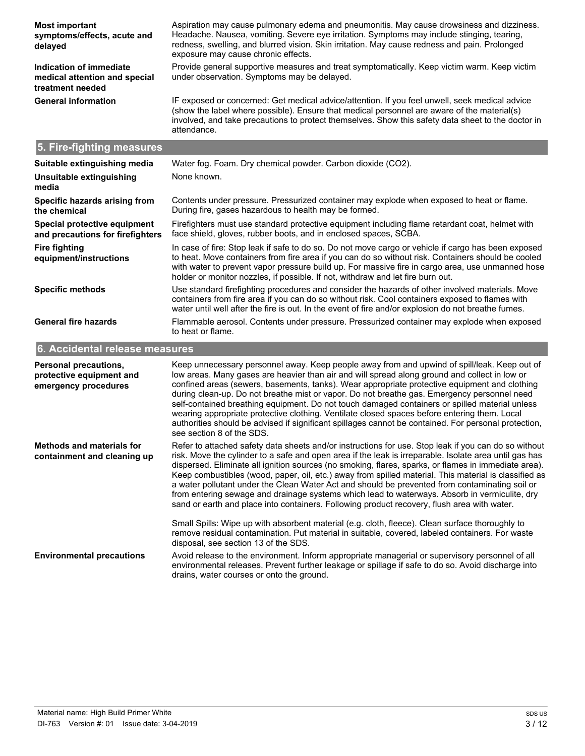| | |
|---|---|
| **Most important symptoms/effects, acute and delayed** | Aspiration may cause pulmonary edema and pneumonitis. May cause drowsiness and dizziness. Headache. Nausea, vomiting. Severe eye irritation. Symptoms may include stinging, tearing, redness, swelling, and blurred vision. Skin irritation. May cause redness and pain. Prolonged exposure may cause chronic effects. |
| **Indication of immediate medical attention and special treatment needed** | Provide general supportive measures and treat symptomatically. Keep victim warm. Keep victim under observation. Symptoms may be delayed. |
| **General information** | IF exposed or concerned: Get medical advice/attention. If you feel unwell, seek medical advice (show the label where possible). Ensure that medical personnel are aware of the material(s) involved, and take precautions to protect themselves. Show this safety data sheet to the doctor in attendance. |

## 5. Fire-fighting measures

| | |
|---|---|
| **Suitable extinguishing media** | Water fog. Foam. Dry chemical powder. Carbon dioxide ($CO_2$). |
| **Unsuitable extinguishing media** | None known. |
| **Specific hazards arising from the chemical** | Contents under pressure. Pressurized container may explode when exposed to heat or flame. During fire, gases hazardous to health may be formed. |
| **Special protective equipment and precautions for firefighters** | Firefighters must use standard protective equipment including flame retardant coat, helmet with face shield, gloves, rubber boots, and in enclosed spaces, SCBA. |
| **Fire fighting equipment/instructions** | In case of fire: Stop leak if safe to do so. Do not move cargo or vehicle if cargo has been exposed to heat. Move containers from fire area if you can do so without risk. Containers should be cooled with water to prevent vapor pressure build up. For massive fire in cargo area, use unmanned hose holder or monitor nozzles, if possible. If not, withdraw and let fire burn out. |
| **Specific methods** | Use standard firefighting procedures and consider the hazards of other involved materials. Move containers from fire area if you can do so without risk. Cool containers exposed to flames with water until well after the fire is out. In the event of fire and/or explosion do not breathe fumes. |
| **General fire hazards** | Flammable aerosol. Contents under pressure. Pressurized container may explode when exposed to heat or flame. |

## 6. Accidental release measures

| | |
|---|---|
| **Personal precautions, protective equipment and emergency procedures** | Keep unnecessary personnel away. Keep people away from and upwind of spill/leak. Keep out of low areas. Many gases are heavier than air and will spread along ground and collect in low or confined areas (sewers, basements, tanks). Wear appropriate protective equipment and clothing during clean-up. Do not breathe mist or vapor. Do not breathe gas. Emergency personnel need self-contained breathing equipment. Do not touch damaged containers or spilled material unless wearing appropriate protective clothing. Ventilate closed spaces before entering them. Local authorities should be advised if significant spillages cannot be contained. For personal protection, see section 8 of the SDS. |
| **Methods and materials for containment and cleaning up** | Refer to attached safety data sheets and/or instructions for use. Stop leak if you can do so without risk. Move the cylinder to a safe and open area if the leak is irreparable. Isolate area until gas has dispersed. Eliminate all ignition sources (no smoking, flares, sparks, or flames in immediate area). Keep combustibles (wood, paper, oil, etc.) away from spilled material. This material is classified as a water pollutant under the Clean Water Act and should be prevented from contaminating soil or from entering sewage and drainage systems which lead to waterways. Absorb in vermiculite, dry sand or earth and place into containers. Following product recovery, flush area with water.<br><br>Small Spills: Wipe up with absorbent material (e.g. cloth, fleece). Clean surface thoroughly to remove residual contamination. Put material in suitable, covered, labeled containers. For waste disposal, see section 13 of the SDS. |
| **Environmental precautions** | Avoid release to the environment. Inform appropriate managerial or supervisory personnel of all environmental releases. Prevent further leakage or spillage if safe to do so. Avoid discharge into drains, water courses or onto the ground. |

Material name: High Build Primer White
DI-763 Version #: 01 Issue date: 3-04-2019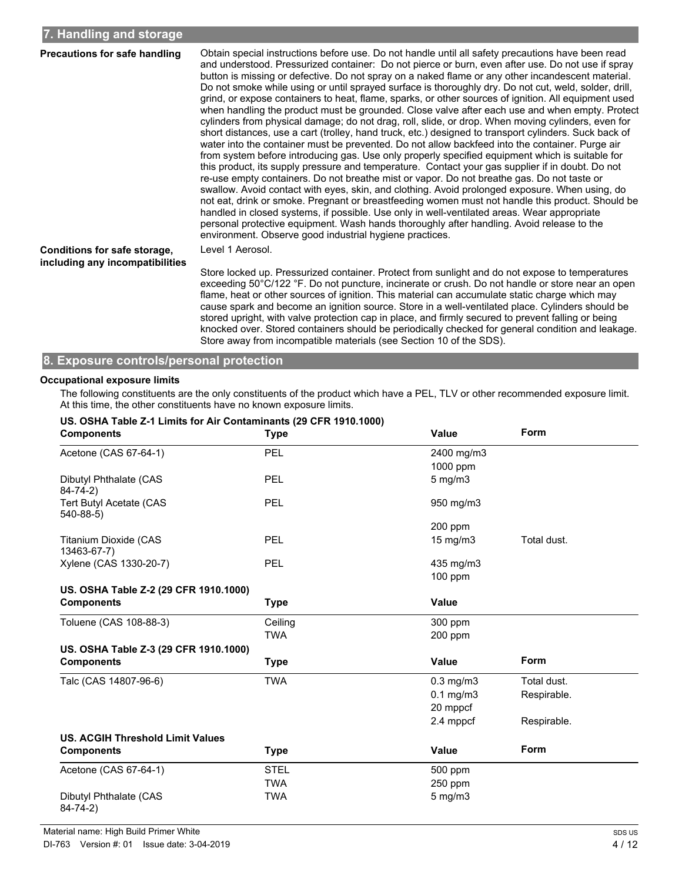## 7. Handling and storage

**Precautions for safe handling**

Obtain special instructions before use. Do not handle until all safety precautions have been read and understood. Pressurized container: Do not pierce or burn, even after use. Do not use if spray button is missing or defective. Do not spray on a naked flame or any other incandescent material. Do not smoke while using or until sprayed surface is thoroughly dry. Do not cut, weld, solder, drill, grind, or expose containers to heat, flame, sparks, or other sources of ignition. All equipment used when handling the product must be grounded. Close valve after each use and when empty. Protect cylinders from physical damage; do not drag, roll, slide, or drop. When moving cylinders, even for short distances, use a cart (trolley, hand truck, etc.) designed to transport cylinders. Suck back of water into the container must be prevented. Do not allow backfeed into the container. Purge air from system before introducing gas. Use only properly specified equipment which is suitable for this product, its supply pressure and temperature. Contact your gas supplier if in doubt. Do not re-use empty containers. Do not breathe mist or vapor. Do not breathe gas. Do not taste or swallow. Avoid contact with eyes, skin, and clothing. Avoid prolonged exposure. When using, do not eat, drink or smoke. Pregnant or breastfeeding women must not handle this product. Should be handled in closed systems, if possible. Use only in well-ventilated areas. Wear appropriate personal protective equipment. Wash hands thoroughly after handling. Avoid release to the environment. Observe good industrial hygiene practices.

**Conditions for safe storage, including any incompatibilities**

Level 1 Aerosol.

Store locked up. Pressurized container. Protect from sunlight and do not expose to temperatures exceeding 50°C/122 °F. Do not puncture, incinerate or crush. Do not handle or store near an open flame, heat or other sources of ignition. This material can accumulate static charge which may cause spark and become an ignition source. Store in a well-ventilated place. Cylinders should be stored upright, with valve protection cap in place, and firmly secured to prevent falling or being knocked over. Stored containers should be periodically checked for general condition and leakage. Store away from incompatible materials (see Section 10 of the SDS).

## 8. Exposure controls/personal protection

**Occupational exposure limits**

The following constituents are the only constituents of the product which have a PEL, TLV or other recommended exposure limit. At this time, the other constituents have no known exposure limits.

**US. OSHA Table Z-1 Limits for Air Contaminants (29 CFR 1910.1000)**

| Components | Type | Value | Form |
|---|---|---|---|
| Acetone (CAS 67-64-1) | PEL | 2400 mg/m3 | |
| | | 1000 ppm | |
| Dibutyl Phthalate (CAS 84-74-2) | PEL | 5 mg/m3 | |
| Tert Butyl Acetate (CAS 540-88-5) | PEL | 950 mg/m3 | |
| | | 200 ppm | |
| Titanium Dioxide (CAS 13463-67-7) | PEL | 15 mg/m3 | Total dust. |
| Xylene (CAS 1330-20-7) | PEL | 435 mg/m3 | |
| | | 100 ppm | |

**US. OSHA Table Z-2 (29 CFR 1910.1000)**

| Components | Type | Value |
|---|---|---|
| Toluene (CAS 108-88-3) | Ceiling | 300 ppm |
| | TWA | 200 ppm |

**US. OSHA Table Z-3 (29 CFR 1910.1000)**

| Components | Type | Value | Form |
|---|---|---|---|
| Talc (CAS 14807-96-6) | TWA | 0.3 mg/m3 | Total dust. |
| | | 0.1 mg/m3 | Respirable. |
| | | 20 mppcf | |
| | | 2.4 mppcf | Respirable. |

**US. ACGIH Threshold Limit Values**

| Components | Type | Value | Form |
|---|---|---|---|
| Acetone (CAS 67-64-1) | STEL | 500 ppm | |
| | TWA | 250 ppm | |
| Dibutyl Phthalate (CAS 84-74-2) | TWA | 5 mg/m3 | |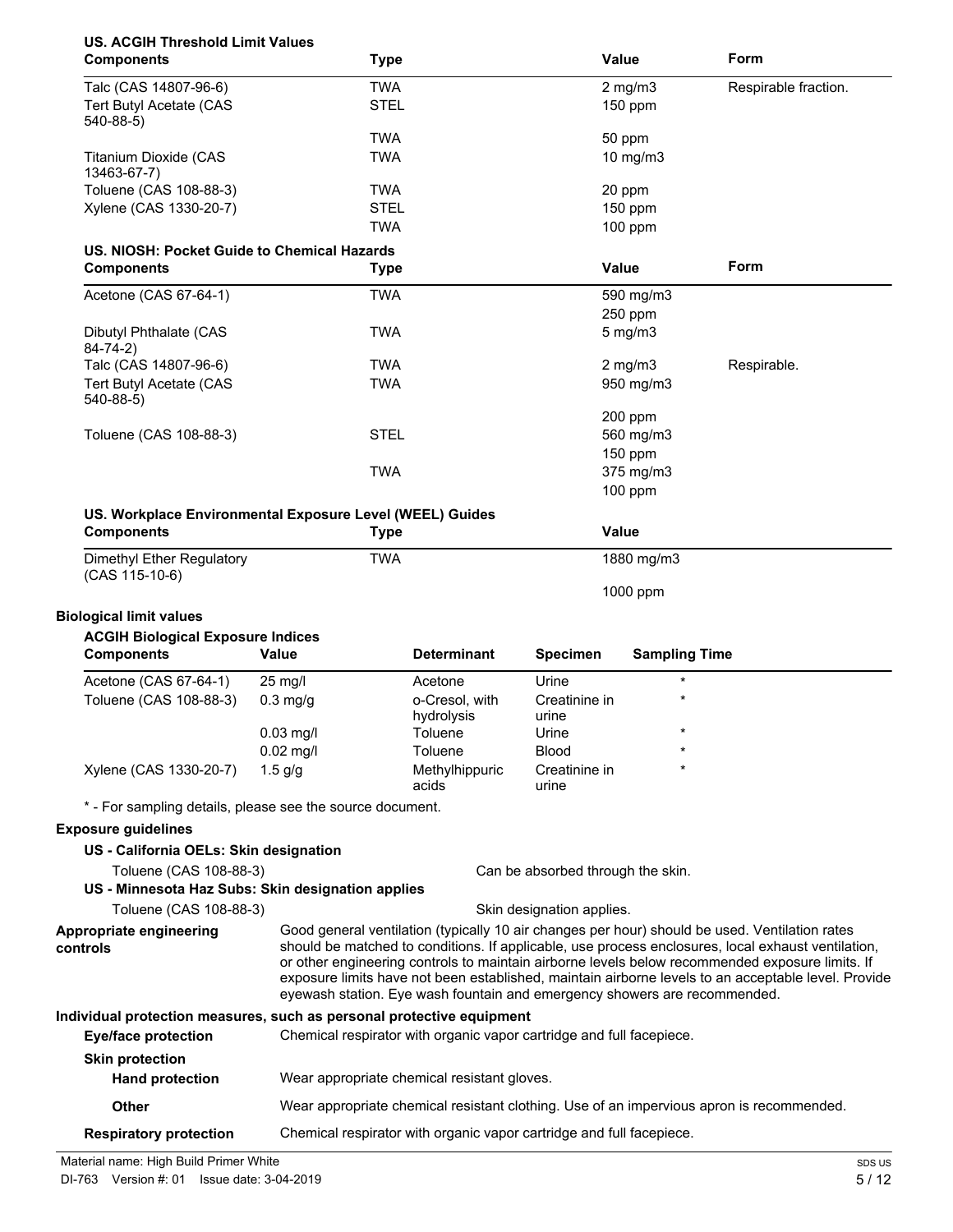**US. ACGIH Threshold Limit Values**

| Components | Type | Value | Form |
| --- | --- | --- | --- |
| Talc (CAS 14807-96-6) | TWA | 2 mg/m3 | Respirable fraction. |
| Tert Butyl Acetate (CAS 540-88-5) | STEL | 150 ppm | |
| | TWA | 50 ppm | |
| Titanium Dioxide (CAS 13463-67-7) | TWA | 10 mg/m3 | |
| Toluene (CAS 108-88-3) | TWA | 20 ppm | |
| Xylene (CAS 1330-20-7) | STEL | 150 ppm | |
| | TWA | 100 ppm | |

**US. NIOSH: Pocket Guide to Chemical Hazards**

| Components | Type | Value | Form |
| --- | --- | --- | --- |
| Acetone (CAS 67-64-1) | TWA | 590 mg/m3 | |
| | | 250 ppm | |
| Dibutyl Phthalate (CAS 84-74-2) | TWA | 5 mg/m3 | |
| Talc (CAS 14807-96-6) | TWA | 2 mg/m3 | Respirable. |
| Tert Butyl Acetate (CAS 540-88-5) | TWA | 950 mg/m3 | |
| | | 200 ppm | |
| Toluene (CAS 108-88-3) | STEL | 560 mg/m3 | |
| | | 150 ppm | |
| | TWA | 375 mg/m3 | |
| | | 100 ppm | |

**US. Workplace Environmental Exposure Level (WEEL) Guides**

| Components | Type | Value |
| --- | --- | --- |
| Dimethyl Ether Regulatory (CAS 115-10-6) | TWA | 1880 mg/m3 |
| | | 1000 ppm |

**Biological limit values**

**ACGIH Biological Exposure Indices**

| Components | Value | Determinant | Specimen | Sampling Time |
| --- | --- | --- | --- | --- |
| Acetone (CAS 67-64-1) | 25 mg/l | Acetone | Urine | * |
| Toluene (CAS 108-88-3) | 0.3 mg/g | o-Cresol, with hydrolysis | Creatinine in urine | * |
| | 0.03 mg/l | Toluene | Urine | * |
| | 0.02 mg/l | Toluene | Blood | * |
| Xylene (CAS 1330-20-7) | 1.5 g/g | Methylhippuric acids | Creatinine in urine | * |

* - For sampling details, please see the source document.

**Exposure guidelines**

**US - California OELs: Skin designation**

Toluene (CAS 108-88-3) Can be absorbed through the skin.

**US - Minnesota Haz Subs: Skin designation applies**

Toluene (CAS 108-88-3) Skin designation applies.

**Appropriate engineering controls**

Good general ventilation (typically 10 air changes per hour) should be used. Ventilation rates should be matched to conditions. If applicable, use process enclosures, local exhaust ventilation, or other engineering controls to maintain airborne levels below recommended exposure limits. If exposure limits have not been established, maintain airborne levels to an acceptable level. Provide eyewash station. Eye wash fountain and emergency showers are recommended.

**Individual protection measures, such as personal protective equipment**

**Eye/face protection** Chemical respirator with organic vapor cartridge and full facepiece.

**Skin protection**

**Hand protection** Wear appropriate chemical resistant gloves.

**Other** Wear appropriate chemical resistant clothing. Use of an impervious apron is recommended.

**Respiratory protection** Chemical respirator with organic vapor cartridge and full facepiece.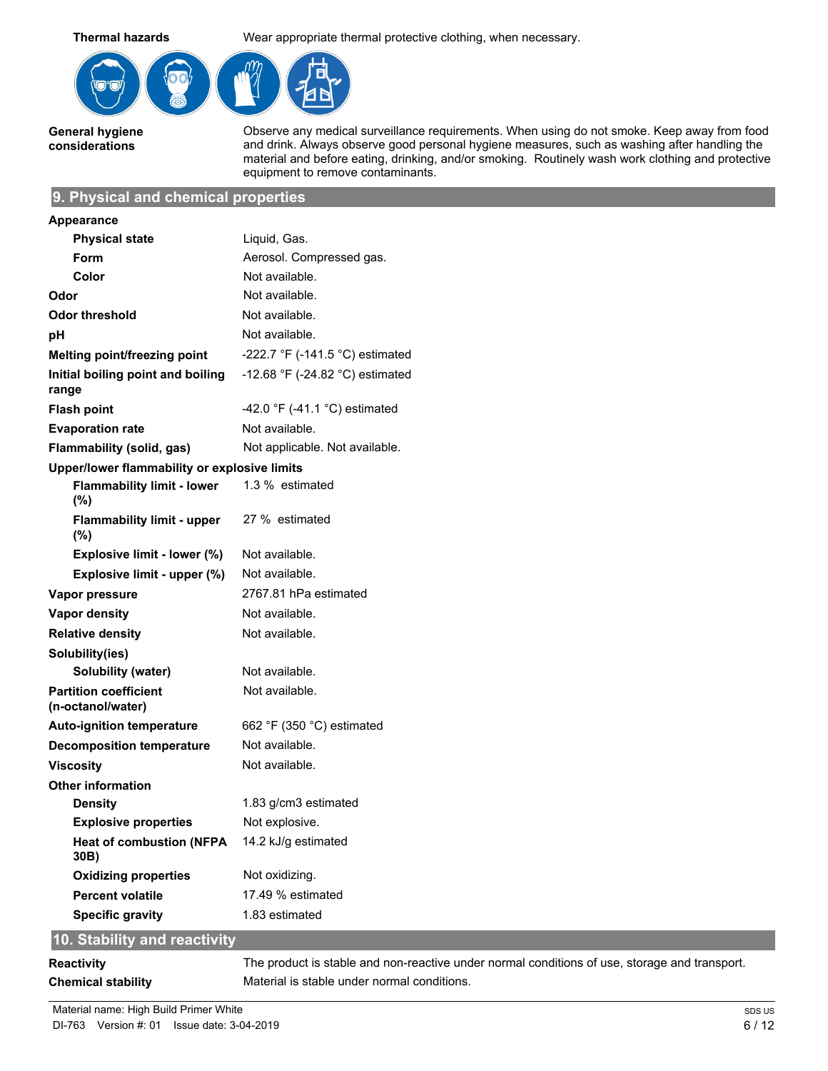| | |
|---|---|
| **Thermal hazards** | Wear appropriate thermal protective clothing, when necessary. |
| **General hygiene considerations** | Observe any medical surveillance requirements. When using do not smoke. Keep away from food and drink. Always observe good personal hygiene measures, such as washing after handling the material and before eating, drinking, and/or smoking. Routinely wash work clothing and protective equipment to remove contaminants. |

## 9. Physical and chemical properties

| | |
|---|---|
| **Appearance** | |
| **Physical state** | Liquid, Gas. |
| **Form** | Aerosol. Compressed gas. |
| **Color** | Not available. |
| **Odor** | Not available. |
| **Odor threshold** | Not available. |
| **pH** | Not available. |
| **Melting point/freezing point** | -222.7 °F (-141.5 °C) estimated |
| **Initial boiling point and boiling range** | -12.68 °F (-24.82 °C) estimated |
| **Flash point** | -42.0 °F (-41.1 °C) estimated |
| **Evaporation rate** | Not available. |
| **Flammability (solid, gas)** | Not applicable. Not available. |
| **Upper/lower flammability or explosive limits** | |
| **Flammability limit - lower (%)** | 1.3 % estimated |
| **Flammability limit - upper (%)** | 27 % estimated |
| **Explosive limit - lower (%)** | Not available. |
| **Explosive limit - upper (%)** | Not available. |
| **Vapor pressure** | 2767.81 hPa estimated |
| **Vapor density** | Not available. |
| **Relative density** | Not available. |
| **Solubility(ies)** | |
| **Solubility (water)** | Not available. |
| **Partition coefficient (n-octanol/water)** | Not available. |
| **Auto-ignition temperature** | 662 °F (350 °C) estimated |
| **Decomposition temperature** | Not available. |
| **Viscosity** | Not available. |
| **Other information** | |
| **Density** | 1.83 g/cm3 estimated |
| **Explosive properties** | Not explosive. |
| **Heat of combustion (NFPA 30B)** | 14.2 kJ/g estimated |
| **Oxidizing properties** | Not oxidizing. |
| **Percent volatile** | 17.49 % estimated |
| **Specific gravity** | 1.83 estimated |

## 10. Stability and reactivity

| | |
|---|---|
| **Reactivity** | The product is stable and non-reactive under normal conditions of use, storage and transport. |
| **Chemical stability** | Material is stable under normal conditions. |

Material name: High Build Primer White
DI-763 Version #: 01 Issue date: 3-04-2019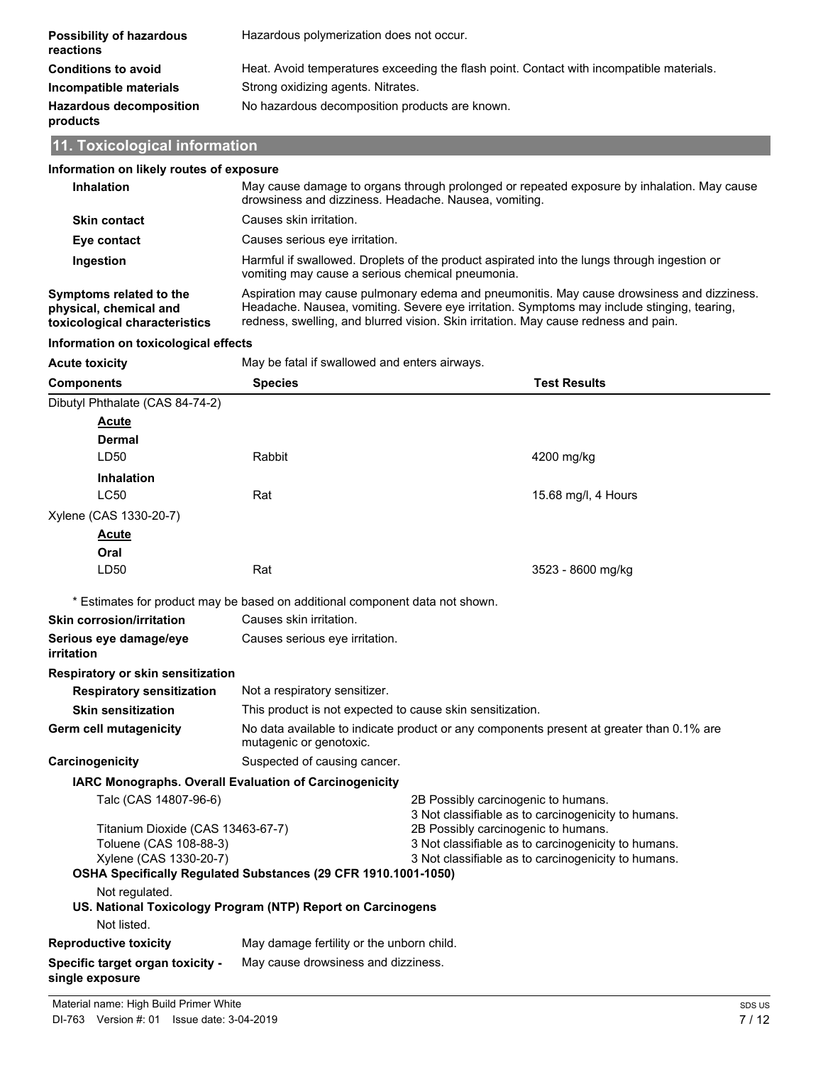| | |
|---|---|
| **Possibility of hazardous reactions** | Hazardous polymerization does not occur. |
| **Conditions to avoid** | Heat. Avoid temperatures exceeding the flash point. Contact with incompatible materials. |
| **Incompatible materials** | Strong oxidizing agents. Nitrates. |
| **Hazardous decomposition products** | No hazardous decomposition products are known. |

## 11. Toxicological information

**Information on likely routes of exposure**

| | |
|---|---|
| **Inhalation** | May cause damage to organs through prolonged or repeated exposure by inhalation. May cause drowsiness and dizziness. Headache. Nausea, vomiting. |
| **Skin contact** | Causes skin irritation. |
| **Eye contact** | Causes serious eye irritation. |
| **Ingestion** | Harmful if swallowed. Droplets of the product aspirated into the lungs through ingestion or vomiting may cause a serious chemical pneumonia. |
| **Symptoms related to the physical, chemical and toxicological characteristics** | Aspiration may cause pulmonary edema and pneumonitis. May cause drowsiness and dizziness. Headache. Nausea, vomiting. Severe eye irritation. Symptoms may include stinging, tearing, redness, swelling, and blurred vision. Skin irritation. May cause redness and pain. |

**Information on toxicological effects**

**Acute toxicity** May be fatal if swallowed and enters airways.

| Components | Species | Test Results |
|---|---|---|
| Dibutyl Phthalate (CAS 84-74-2) | | |
| ***Acute*** | | |
| **Dermal** | | |
| LD50 | Rabbit | 4200 mg/kg |
| **Inhalation** | | |
| LC50 | Rat | 15.68 mg/l, 4 Hours |
| Xylene (CAS 1330-20-7) | | |
| ***Acute*** | | |
| **Oral** | | |
| LD50 | Rat | 3523 - 8600 mg/kg |

\* Estimates for product may be based on additional component data not shown.

| | |
|---|---|
| **Skin corrosion/irritation** | Causes skin irritation. |
| **Serious eye damage/eye irritation** | Causes serious eye irritation. |

**Respiratory or skin sensitization**

| | |
|---|---|
| **Respiratory sensitization** | Not a respiratory sensitizer. |
| **Skin sensitization** | This product is not expected to cause skin sensitization. |
| **Germ cell mutagenicity** | No data available to indicate product or any components present at greater than 0.1% are mutagenic or genotoxic. |
| **Carcinogenicity** | Suspected of causing cancer. |

**IARC Monographs. Overall Evaluation of Carcinogenicity**

| | |
|---|---|
| Talc (CAS 14807-96-6) | 2B Possibly carcinogenic to humans. |
| | 3 Not classifiable as to carcinogenicity to humans. |
| Titanium Dioxide (CAS 13463-67-7) | 2B Possibly carcinogenic to humans. |
| Toluene (CAS 108-88-3) | 3 Not classifiable as to carcinogenicity to humans. |
| Xylene (CAS 1330-20-7) | 3 Not classifiable as to carcinogenicity to humans. |

**OSHA Specifically Regulated Substances (29 CFR 1910.1001-1050)**

Not regulated.

**US. National Toxicology Program (NTP) Report on Carcinogens**

Not listed.

| | |
|---|---|
| **Reproductive toxicity** | May damage fertility or the unborn child. |
| **Specific target organ toxicity - single exposure** | May cause drowsiness and dizziness. |

Material name: High Build Primer White
DI-763 Version #: 01 Issue date: 3-04-2019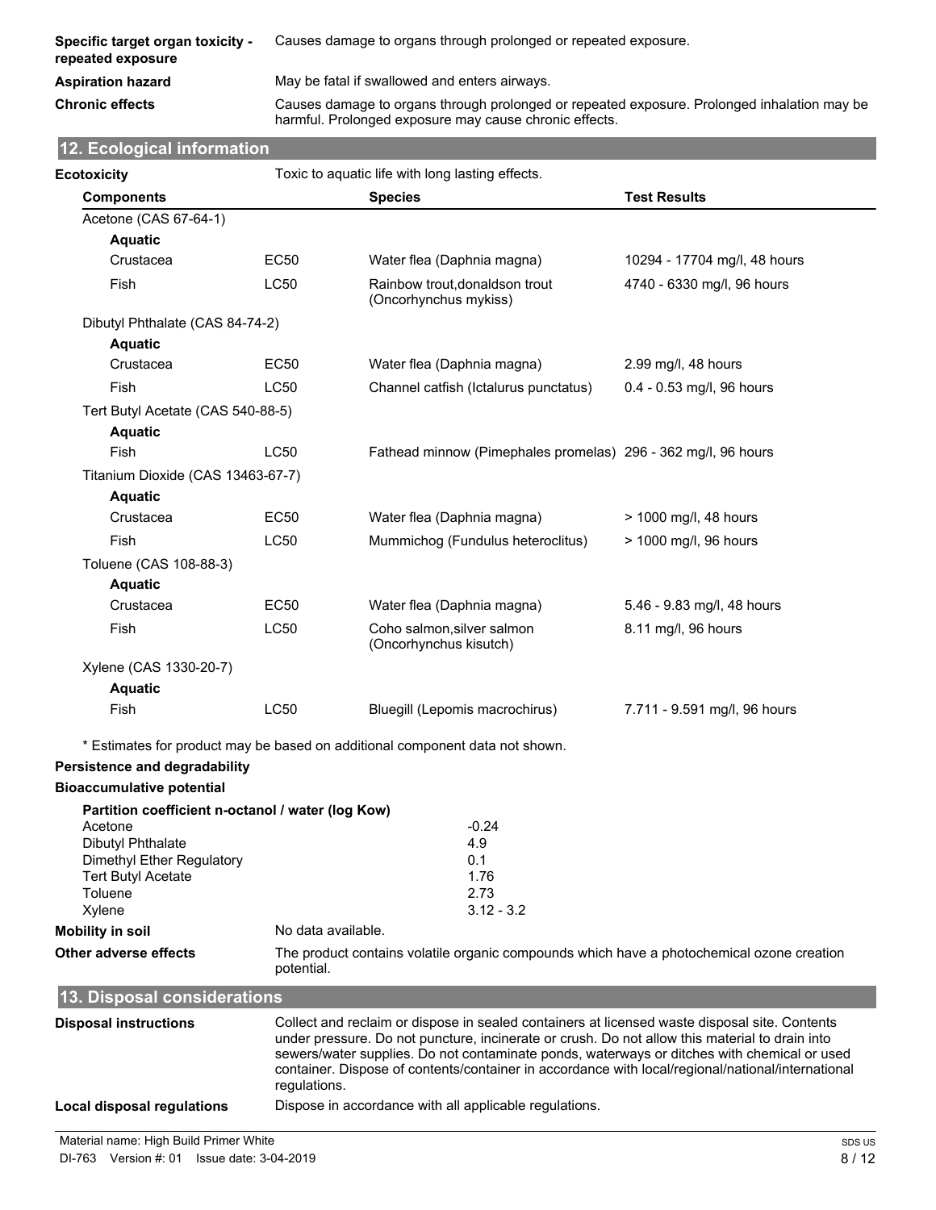**Specific target organ toxicity - repeated exposure**
Causes damage to organs through prolonged or repeated exposure.

**Aspiration hazard**
May be fatal if swallowed and enters airways.

**Chronic effects**
Causes damage to organs through prolonged or repeated exposure. Prolonged inhalation may be harmful. Prolonged exposure may cause chronic effects.

## 12. Ecological information

**Ecotoxicity**
Toxic to aquatic life with long lasting effects.

| Components | | Species | Test Results |
|---|---|---|---|
| Acetone (CAS 67-64-1) | | | |
| **Aquatic** | | | |
| Crustacea | EC50 | Water flea (Daphnia magna) | 10294 - 17704 mg/l, 48 hours |
| Fish | LC50 | Rainbow trout,donaldson trout (Oncorhynchus mykiss) | 4740 - 6330 mg/l, 96 hours |
| Dibutyl Phthalate (CAS 84-74-2) | | | |
| **Aquatic** | | | |
| Crustacea | EC50 | Water flea (Daphnia magna) | 2.99 mg/l, 48 hours |
| Fish | LC50 | Channel catfish (Ictalurus punctatus) | 0.4 - 0.53 mg/l, 96 hours |
| Tert Butyl Acetate (CAS 540-88-5) | | | |
| **Aquatic** | | | |
| Fish | LC50 | Fathead minnow (Pimephales promelas) | 296 - 362 mg/l, 96 hours |
| Titanium Dioxide (CAS 13463-67-7) | | | |
| **Aquatic** | | | |
| Crustacea | EC50 | Water flea (Daphnia magna) | > 1000 mg/l, 48 hours |
| Fish | LC50 | Mummichog (Fundulus heteroclitus) | > 1000 mg/l, 96 hours |
| Toluene (CAS 108-88-3) | | | |
| **Aquatic** | | | |
| Crustacea | EC50 | Water flea (Daphnia magna) | 5.46 - 9.83 mg/l, 48 hours |
| Fish | LC50 | Coho salmon,silver salmon (Oncorhynchus kisutch) | 8.11 mg/l, 96 hours |
| Xylene (CAS 1330-20-7) | | | |
| **Aquatic** | | | |
| Fish | LC50 | Bluegill (Lepomis macrochirus) | 7.711 - 9.591 mg/l, 96 hours |

* Estimates for product may be based on additional component data not shown.

**Persistence and degradability**

**Bioaccumulative potential**

**Partition coefficient n-octanol / water (log Kow)**

| | |
|---|---|
| Acetone | -0.24 |
| Dibutyl Phthalate | 4.9 |
| Dimethyl Ether Regulatory | 0.1 |
| Tert Butyl Acetate | 1.76 |
| Toluene | 2.73 |
| Xylene | 3.12 - 3.2 |

**Mobility in soil**
No data available.

**Other adverse effects**
The product contains volatile organic compounds which have a photochemical ozone creation potential.

## 13. Disposal considerations

**Disposal instructions**
Collect and reclaim or dispose in sealed containers at licensed waste disposal site. Contents under pressure. Do not puncture, incinerate or crush. Do not allow this material to drain into sewers/water supplies. Do not contaminate ponds, waterways or ditches with chemical or used container. Dispose of contents/container in accordance with local/regional/national/international regulations.

**Local disposal regulations**
Dispose in accordance with all applicable regulations.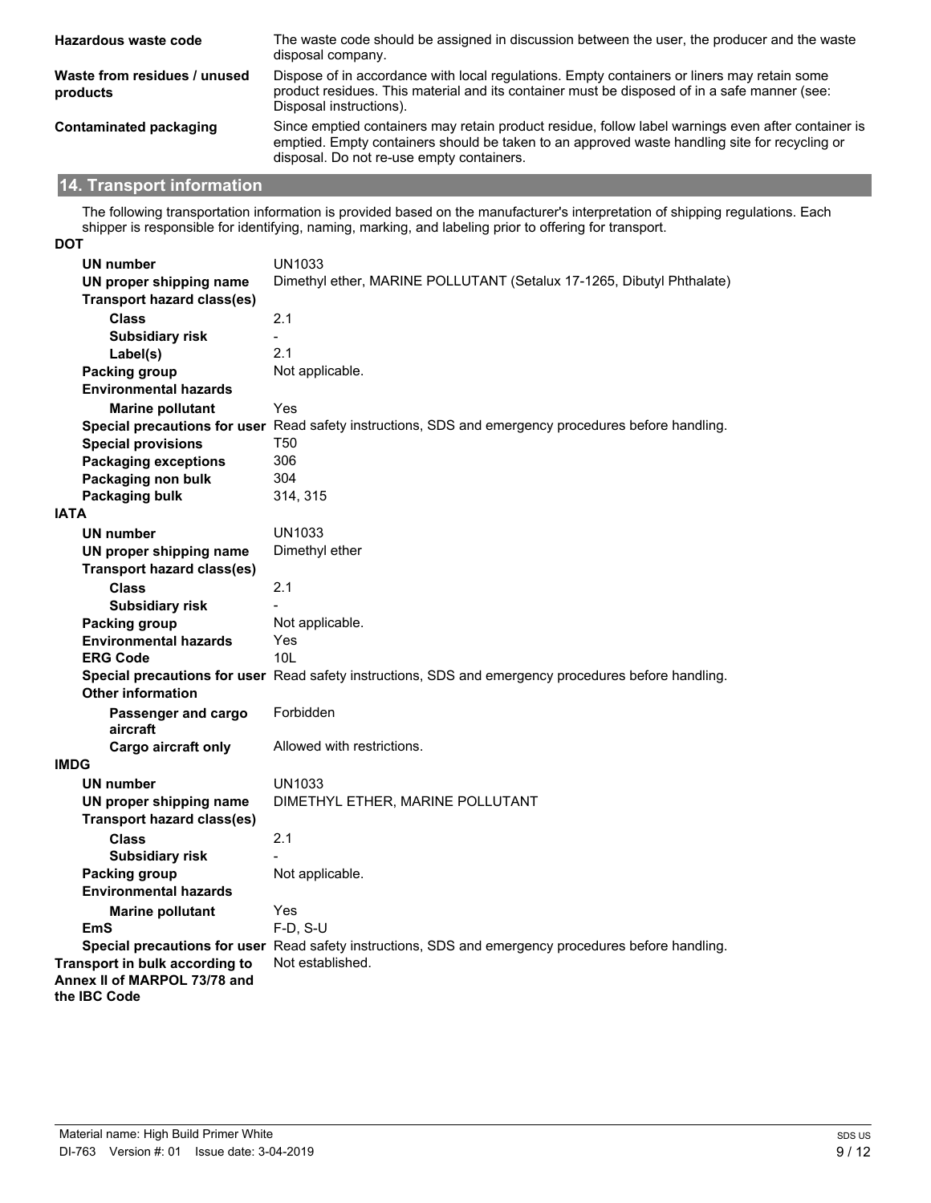| | |
|---|---|
| **Hazardous waste code** | The waste code should be assigned in discussion between the user, the producer and the waste disposal company. |
| **Waste from residues / unused products** | Dispose of in accordance with local regulations. Empty containers or liners may retain some product residues. This material and its container must be disposed of in a safe manner (see: Disposal instructions). |
| **Contaminated packaging** | Since emptied containers may retain product residue, follow label warnings even after container is emptied. Empty containers should be taken to an approved waste handling site for recycling or disposal. Do not re-use empty containers. |

## 14. Transport information

The following transportation information is provided based on the manufacturer's interpretation of shipping regulations. Each shipper is responsible for identifying, naming, marking, and labeling prior to offering for transport.

**DOT**

| | |
|---|---|
| **UN number** | UN1033 |
| **UN proper shipping name** | Dimethyl ether, MARINE POLLUTANT (Setalux 17-1265, Dibutyl Phthalate) |
| **Transport hazard class(es)** | |
| **Class** | 2.1 |
| **Subsidiary risk** | - |
| **Label(s)** | 2.1 |
| **Packing group** | Not applicable. |
| **Environmental hazards** | |
| **Marine pollutant** | Yes |
| **Special precautions for user** | Read safety instructions, SDS and emergency procedures before handling. |
| **Special provisions** | T50 |
| **Packaging exceptions** | 306 |
| **Packaging non bulk** | 304 |
| **Packaging bulk** | 314, 315 |

**IATA**

| | |
|---|---|
| **UN number** | UN1033 |
| **UN proper shipping name** | Dimethyl ether |
| **Transport hazard class(es)** | |
| **Class** | 2.1 |
| **Subsidiary risk** | - |
| **Packing group** | Not applicable. |
| **Environmental hazards** | Yes |
| **ERG Code** | 10L |
| **Special precautions for user** | Read safety instructions, SDS and emergency procedures before handling. |
| **Other information** | |
| **Passenger and cargo aircraft** | Forbidden |
| **Cargo aircraft only** | Allowed with restrictions. |

**IMDG**

| | |
|---|---|
| **UN number** | UN1033 |
| **UN proper shipping name** | DIMETHYL ETHER, MARINE POLLUTANT |
| **Transport hazard class(es)** | |
| **Class** | 2.1 |
| **Subsidiary risk** | - |
| **Packing group** | Not applicable. |
| **Environmental hazards** | |
| **Marine pollutant** | Yes |
| **EmS** | F-D, S-U |
| **Special precautions for user** | Read safety instructions, SDS and emergency procedures before handling. |

| | |
|---|---|
| **Transport in bulk according to Annex II of MARPOL 73/78 and the IBC Code** | Not established. |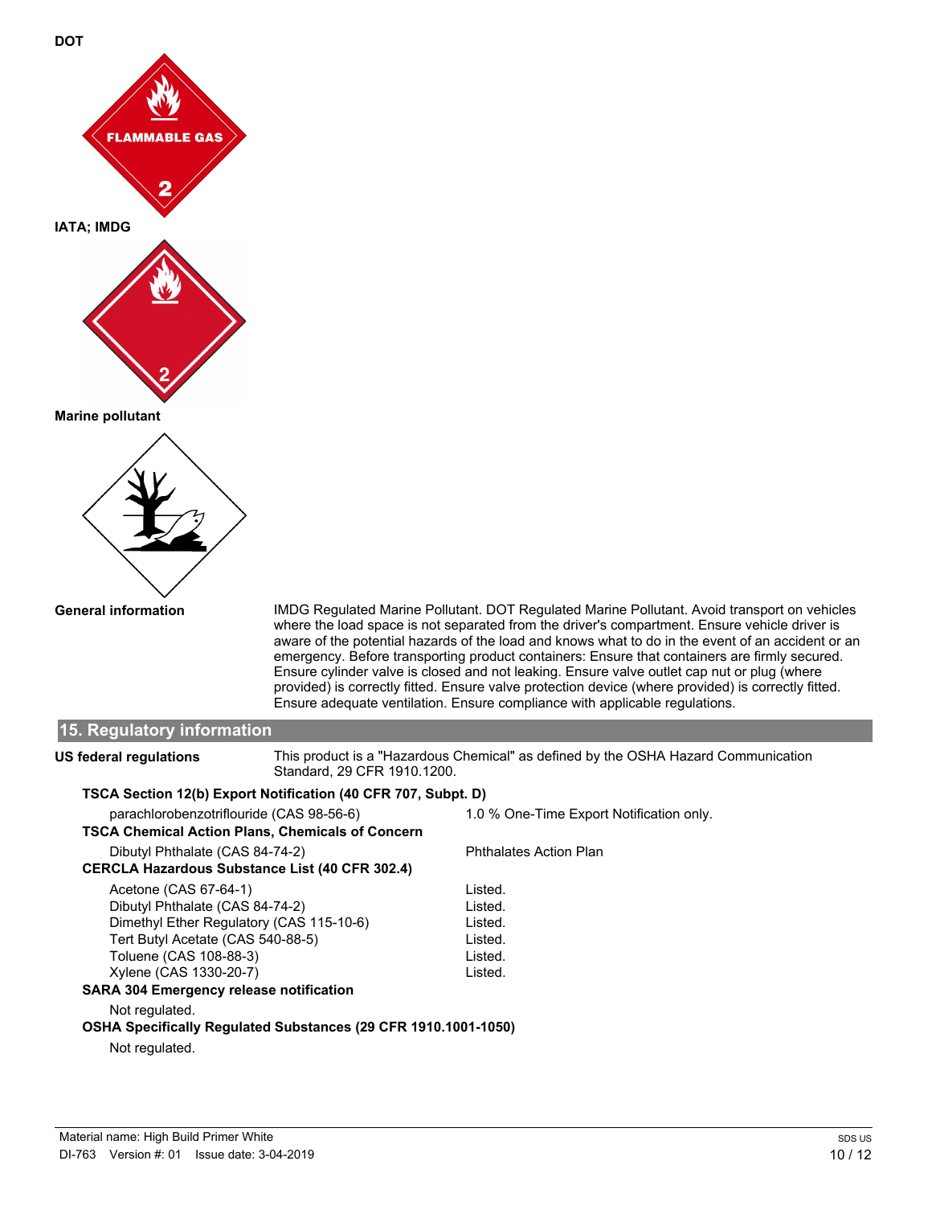**DOT**

**IATA; IMDG**

**Marine pollutant**

**General information**

IMDG Regulated Marine Pollutant. DOT Regulated Marine Pollutant. Avoid transport on vehicles where the load space is not separated from the driver's compartment. Ensure vehicle driver is aware of the potential hazards of the load and knows what to do in the event of an accident or an emergency. Before transporting product containers: Ensure that containers are firmly secured. Ensure cylinder valve is closed and not leaking. Ensure valve outlet cap nut or plug (where provided) is correctly fitted. Ensure valve protection device (where provided) is correctly fitted. Ensure adequate ventilation. Ensure compliance with applicable regulations.

## 15. Regulatory information

**US federal regulations**

This product is a "Hazardous Chemical" as defined by the OSHA Hazard Communication Standard, 29 CFR 1910.1200.

**TSCA Section 12(b) Export Notification (40 CFR 707, Subpt. D)**

| | |
|---|---|
| parachlorobenzotriflouride (CAS 98-56-6) | 1.0 % One-Time Export Notification only. |

**TSCA Chemical Action Plans, Chemicals of Concern**

| | |
|---|---|
| Dibutyl Phthalate (CAS 84-74-2) | Phthalates Action Plan |

**CERCLA Hazardous Substance List (40 CFR 302.4)**

| | |
|---|---|
| Acetone (CAS 67-64-1) | Listed. |
| Dibutyl Phthalate (CAS 84-74-2) | Listed. |
| Dimethyl Ether Regulatory (CAS 115-10-6) | Listed. |
| Tert Butyl Acetate (CAS 540-88-5) | Listed. |
| Toluene (CAS 108-88-3) | Listed. |
| Xylene (CAS 1330-20-7) | Listed. |

**SARA 304 Emergency release notification**

Not regulated.

**OSHA Specifically Regulated Substances (29 CFR 1910.1001-1050)**

Not regulated.

Material name: High Build Primer White

DI-763 Version #: 01 Issue date: 3-04-2019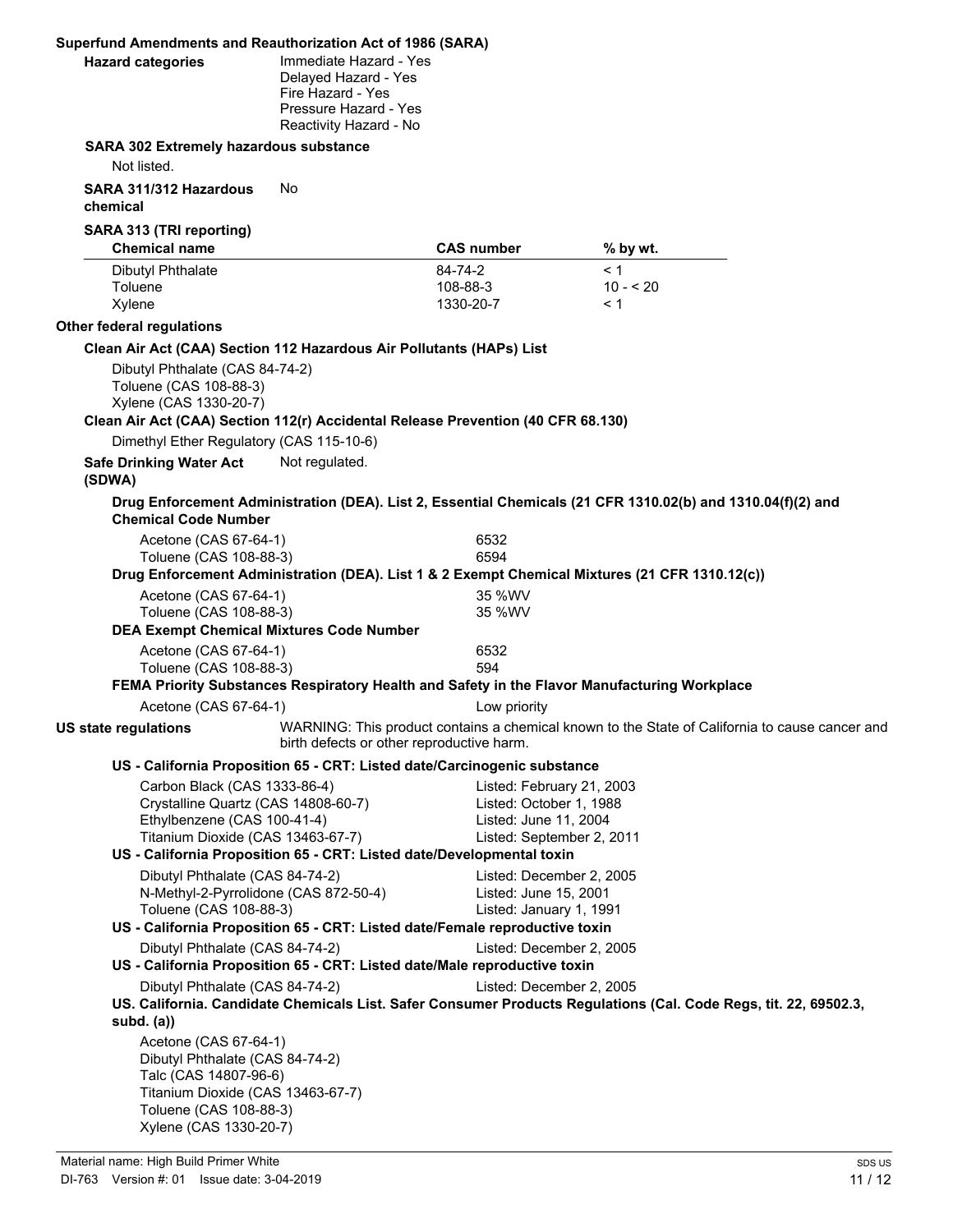**Superfund Amendments and Reauthorization Act of 1986 (SARA)**

**Hazard categories**
Immediate Hazard - Yes
Delayed Hazard - Yes
Fire Hazard - Yes
Pressure Hazard - Yes
Reactivity Hazard - No

**SARA 302 Extremely hazardous substance**

Not listed.

**SARA 311/312 Hazardous chemical** No

**SARA 313 (TRI reporting)**

| Chemical name | CAS number | % by wt. |
|---|---|---|
| Dibutyl Phthalate | 84-74-2 | < 1 |
| Toluene | 108-88-3 | 10 - < 20 |
| Xylene | 1330-20-7 | < 1 |

**Other federal regulations**

**Clean Air Act (CAA) Section 112 Hazardous Air Pollutants (HAPs) List**

Dibutyl Phthalate (CAS 84-74-2)
Toluene (CAS 108-88-3)
Xylene (CAS 1330-20-7)

**Clean Air Act (CAA) Section 112(r) Accidental Release Prevention (40 CFR 68.130)**

Dimethyl Ether Regulatory (CAS 115-10-6)

**Safe Drinking Water Act (SDWA)** Not regulated.

**Drug Enforcement Administration (DEA). List 2, Essential Chemicals (21 CFR 1310.02(b) and 1310.04(f)(2) and Chemical Code Number**

| | |
|---|---|
| Acetone (CAS 67-64-1) | 6532 |
| Toluene (CAS 108-88-3) | 6594 |

**Drug Enforcement Administration (DEA). List 1 & 2 Exempt Chemical Mixtures (21 CFR 1310.12(c))**

| | |
|---|---|
| Acetone (CAS 67-64-1) | 35 %WV |
| Toluene (CAS 108-88-3) | 35 %WV |

**DEA Exempt Chemical Mixtures Code Number**

| | |
|---|---|
| Acetone (CAS 67-64-1) | 6532 |
| Toluene (CAS 108-88-3) | 594 |

**FEMA Priority Substances Respiratory Health and Safety in the Flavor Manufacturing Workplace**

| | |
|---|---|
| Acetone (CAS 67-64-1) | Low priority |

**US state regulations**

WARNING: This product contains a chemical known to the State of California to cause cancer and birth defects or other reproductive harm.

**US - California Proposition 65 - CRT: Listed date/Carcinogenic substance**

| | |
|---|---|
| Carbon Black (CAS 1333-86-4) | Listed: February 21, 2003 |
| Crystalline Quartz (CAS 14808-60-7) | Listed: October 1, 1988 |
| Ethylbenzene (CAS 100-41-4) | Listed: June 11, 2004 |
| Titanium Dioxide (CAS 13463-67-7) | Listed: September 2, 2011 |

**US - California Proposition 65 - CRT: Listed date/Developmental toxin**

| | |
|---|---|
| Dibutyl Phthalate (CAS 84-74-2) | Listed: December 2, 2005 |
| N-Methyl-2-Pyrrolidone (CAS 872-50-4) | Listed: June 15, 2001 |
| Toluene (CAS 108-88-3) | Listed: January 1, 1991 |

**US - California Proposition 65 - CRT: Listed date/Female reproductive toxin**

| | |
|---|---|
| Dibutyl Phthalate (CAS 84-74-2) | Listed: December 2, 2005 |

**US - California Proposition 65 - CRT: Listed date/Male reproductive toxin**

| | |
|---|---|
| Dibutyl Phthalate (CAS 84-74-2) | Listed: December 2, 2005 |

**US. California. Candidate Chemicals List. Safer Consumer Products Regulations (Cal. Code Regs, tit. 22, 69502.3, subd. (a))**

Acetone (CAS 67-64-1)
Dibutyl Phthalate (CAS 84-74-2)
Talc (CAS 14807-96-6)
Titanium Dioxide (CAS 13463-67-7)
Toluene (CAS 108-88-3)
Xylene (CAS 1330-20-7)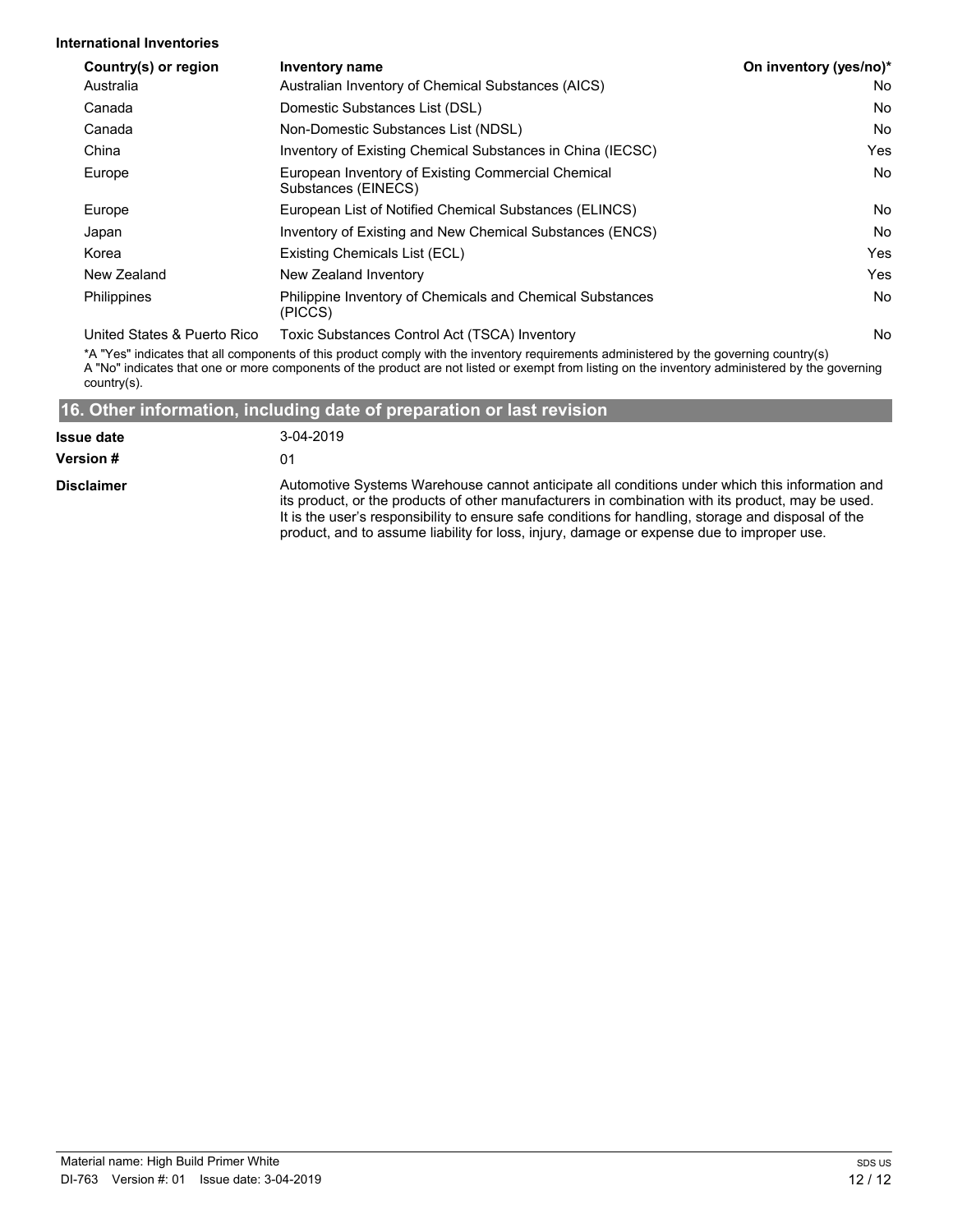**International Inventories**

| Country(s) or region | Inventory name | On inventory (yes/no)* |
| --- | --- | --- |
| Australia | Australian Inventory of Chemical Substances (AICS) | No |
| Canada | Domestic Substances List (DSL) | No |
| Canada | Non-Domestic Substances List (NDSL) | No |
| China | Inventory of Existing Chemical Substances in China (IECSC) | Yes |
| Europe | European Inventory of Existing Commercial Chemical Substances (EINECS) | No |
| Europe | European List of Notified Chemical Substances (ELINCS) | No |
| Japan | Inventory of Existing and New Chemical Substances (ENCS) | No |
| Korea | Existing Chemicals List (ECL) | Yes |
| New Zealand | New Zealand Inventory | Yes |
| Philippines | Philippine Inventory of Chemicals and Chemical Substances (PICCS) | No |
| United States & Puerto Rico | Toxic Substances Control Act (TSCA) Inventory | No |

*A "Yes" indicates that all components of this product comply with the inventory requirements administered by the governing country(s)
A "No" indicates that one or more components of the product are not listed or exempt from listing on the inventory administered by the governing country(s).

## 16. Other information, including date of preparation or last revision

**Issue date** 3-04-2019

**Version #** 01

**Disclaimer** Automotive Systems Warehouse cannot anticipate all conditions under which this information and its product, or the products of other manufacturers in combination with its product, may be used. It is the user's responsibility to ensure safe conditions for handling, storage and disposal of the product, and to assume liability for loss, injury, damage or expense due to improper use.